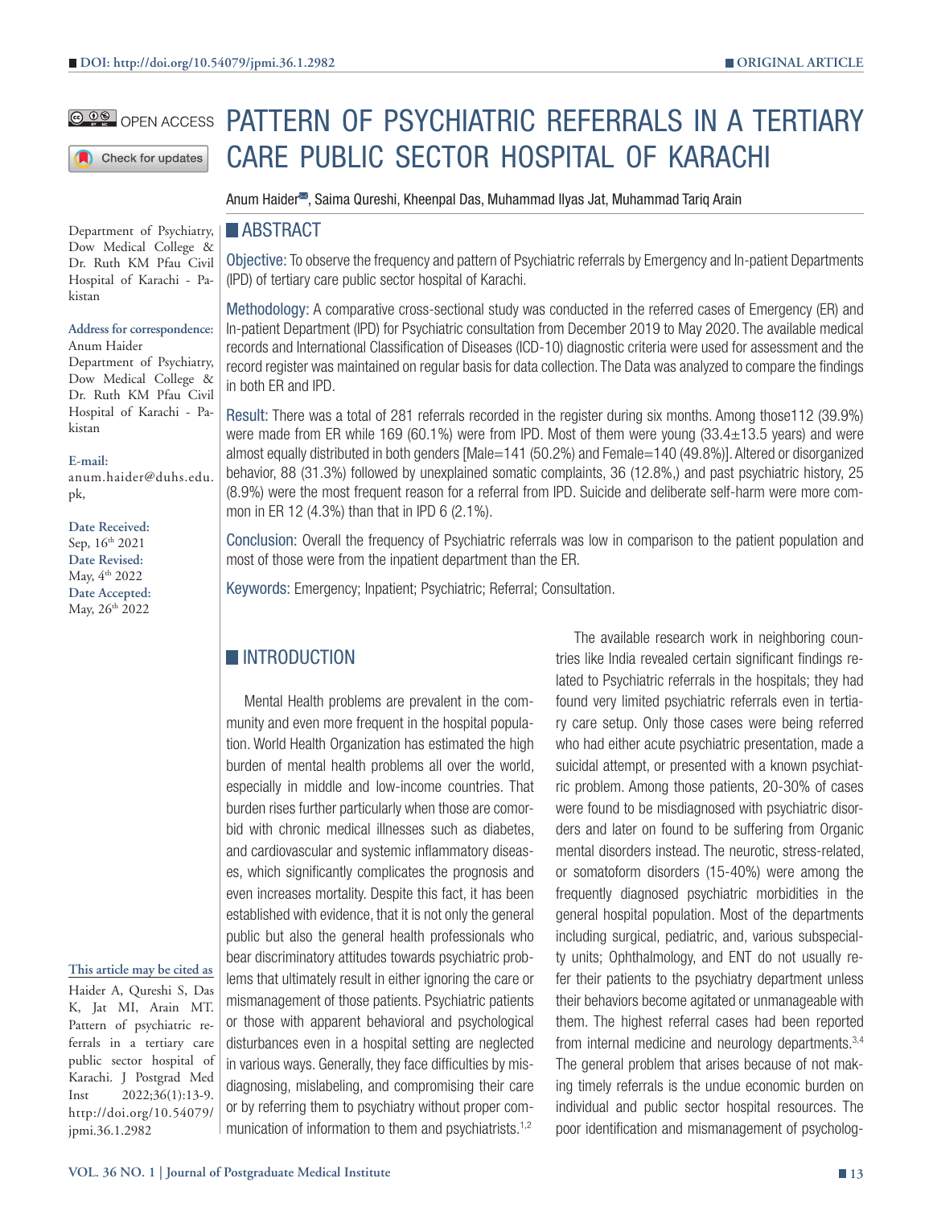DOI: http://doi.org/10.54079/jpmi.36.1.2982

ORIGINAL ARTICLE

OPEN ACCESS

# PATTERN OF PSYCHIATRIC REFERRALS IN A TERTIARY CARE PUBLIC SECTOR HOSPITAL OF KARACHI

Anum Haider, Saima Qureshi, Kheenpal Das, Muhammad Ilyas Jat, Muhammad Tariq Arain

Department of Psychiatry, Dow Medical College & Dr. Ruth KM Pfau Civil Hospital of Karachi - Pakistan

**Address for correspondence:**
Anum Haider
Department of Psychiatry, Dow Medical College & Dr. Ruth KM Pfau Civil Hospital of Karachi - Pakistan

**E-mail:**
anum.haider@duhs.edu.pk,

**Date Received:**
Sep, 16th 2021
**Date Revised:**
May, 4th 2022
**Date Accepted:**
May, 26th 2022

## ABSTRACT

**Objective:** To observe the frequency and pattern of Psychiatric referrals by Emergency and In-patient Departments (IPD) of tertiary care public sector hospital of Karachi.

**Methodology:** A comparative cross-sectional study was conducted in the referred cases of Emergency (ER) and In-patient Department (IPD) for Psychiatric consultation from December 2019 to May 2020. The available medical records and International Classification of Diseases (ICD-10) diagnostic criteria were used for assessment and the record register was maintained on regular basis for data collection. The Data was analyzed to compare the findings in both ER and IPD.

**Result:** There was a total of 281 referrals recorded in the register during six months. Among those112 (39.9%) were made from ER while 169 (60.1%) were from IPD. Most of them were young (33.4±13.5 years) and were almost equally distributed in both genders [Male=141 (50.2%) and Female=140 (49.8%)]. Altered or disorganized behavior, 88 (31.3%) followed by unexplained somatic complaints, 36 (12.8%,) and past psychiatric history, 25 (8.9%) were the most frequent reason for a referral from IPD. Suicide and deliberate self-harm were more common in ER 12 (4.3%) than that in IPD 6 (2.1%).

**Conclusion:** Overall the frequency of Psychiatric referrals was low in comparison to the patient population and most of those were from the inpatient department than the ER.

**Keywords:** Emergency; Inpatient; Psychiatric; Referral; Consultation.

**This article may be cited as**
Haider A, Qureshi S, Das K, Jat MI, Arain MT. Pattern of psychiatric referrals in a tertiary care public sector hospital of Karachi. J Postgrad Med Inst 2022;36(1):13-9. http://doi.org/10.54079/jpmi.36.1.2982

## INTRODUCTION

Mental Health problems are prevalent in the community and even more frequent in the hospital population. World Health Organization has estimated the high burden of mental health problems all over the world, especially in middle and low-income countries. That burden rises further particularly when those are comorbid with chronic medical illnesses such as diabetes, and cardiovascular and systemic inflammatory diseases, which significantly complicates the prognosis and even increases mortality. Despite this fact, it has been established with evidence, that it is not only the general public but also the general health professionals who bear discriminatory attitudes towards psychiatric problems that ultimately result in either ignoring the care or mismanagement of those patients. Psychiatric patients or those with apparent behavioral and psychological disturbances even in a hospital setting are neglected in various ways. Generally, they face difficulties by misdiagnosing, mislabeling, and compromising their care or by referring them to psychiatry without proper communication of information to them and psychiatrists.[1,2]

The available research work in neighboring countries like India revealed certain significant findings related to Psychiatric referrals in the hospitals; they had found very limited psychiatric referrals even in tertiary care setup. Only those cases were being referred who had either acute psychiatric presentation, made a suicidal attempt, or presented with a known psychiatric problem. Among those patients, 20-30% of cases were found to be misdiagnosed with psychiatric disorders and later on found to be suffering from Organic mental disorders instead. The neurotic, stress-related, or somatoform disorders (15-40%) were among the frequently diagnosed psychiatric morbidities in the general hospital population. Most of the departments including surgical, pediatric, and, various subspecialty units; Ophthalmology, and ENT do not usually refer their patients to the psychiatry department unless their behaviors become agitated or unmanageable with them. The highest referral cases had been reported from internal medicine and neurology departments.[3,4] The general problem that arises because of not making timely referrals is the undue economic burden on individual and public sector hospital resources. The poor identification and mismanagement of psycholog-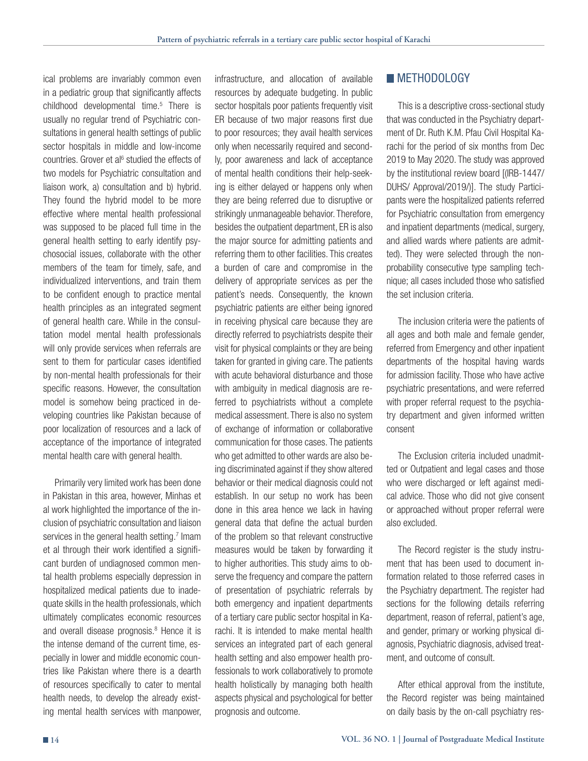ical problems are invariably common even in a pediatric group that significantly affects childhood developmental time.[5] There is usually no regular trend of Psychiatric consultations in general health settings of public sector hospitals in middle and low-income countries. Grover et al[6] studied the effects of two models for Psychiatric consultation and liaison work, a) consultation and b) hybrid. They found the hybrid model to be more effective where mental health professional was supposed to be placed full time in the general health setting to early identify psychosocial issues, collaborate with the other members of the team for timely, safe, and individualized interventions, and train them to be confident enough to practice mental health principles as an integrated segment of general health care. While in the consultation model mental health professionals will only provide services when referrals are sent to them for particular cases identified by non-mental health professionals for their specific reasons. However, the consultation model is somehow being practiced in developing countries like Pakistan because of poor localization of resources and a lack of acceptance of the importance of integrated mental health care with general health.

Primarily very limited work has been done in Pakistan in this area, however, Minhas et al work highlighted the importance of the inclusion of psychiatric consultation and liaison services in the general health setting.[7] Imam et al through their work identified a significant burden of undiagnosed common mental health problems especially depression in hospitalized medical patients due to inadequate skills in the health professionals, which ultimately complicates economic resources and overall disease prognosis.[8] Hence it is the intense demand of the current time, especially in lower and middle economic countries like Pakistan where there is a dearth of resources specifically to cater to mental health needs, to develop the already existing mental health services with manpower, infrastructure, and allocation of available resources by adequate budgeting. In public sector hospitals poor patients frequently visit ER because of two major reasons first due to poor resources; they avail health services only when necessarily required and secondly, poor awareness and lack of acceptance of mental health conditions their help-seeking is either delayed or happens only when they are being referred due to disruptive or strikingly unmanageable behavior. Therefore, besides the outpatient department, ER is also the major source for admitting patients and referring them to other facilities. This creates a burden of care and compromise in the delivery of appropriate services as per the patient's needs. Consequently, the known psychiatric patients are either being ignored in receiving physical care because they are directly referred to psychiatrists despite their visit for physical complaints or they are being taken for granted in giving care. The patients with acute behavioral disturbance and those with ambiguity in medical diagnosis are referred to psychiatrists without a complete medical assessment. There is also no system of exchange of information or collaborative communication for those cases. The patients who get admitted to other wards are also being discriminated against if they show altered behavior or their medical diagnosis could not establish. In our setup no work has been done in this area hence we lack in having general data that define the actual burden of the problem so that relevant constructive measures would be taken by forwarding it to higher authorities. This study aims to observe the frequency and compare the pattern of presentation of psychiatric referrals by both emergency and inpatient departments of a tertiary care public sector hospital in Karachi. It is intended to make mental health services an integrated part of each general health setting and also empower health professionals to work collaboratively to promote health holistically by managing both health aspects physical and psychological for better prognosis and outcome.

## METHODOLOGY

This is a descriptive cross-sectional study that was conducted in the Psychiatry department of Dr. Ruth K.M. Pfau Civil Hospital Karachi for the period of six months from Dec 2019 to May 2020. The study was approved by the institutional review board [(IRB-1447/DUHS/ Approval/2019/)]. The study Participants were the hospitalized patients referred for Psychiatric consultation from emergency and inpatient departments (medical, surgery, and allied wards where patients are admitted). They were selected through the non-probability consecutive type sampling technique; all cases included those who satisfied the set inclusion criteria.

The inclusion criteria were the patients of all ages and both male and female gender, referred from Emergency and other inpatient departments of the hospital having wards for admission facility. Those who have active psychiatric presentations, and were referred with proper referral request to the psychiatry department and given informed written consent

The Exclusion criteria included unadmitted or Outpatient and legal cases and those who were discharged or left against medical advice. Those who did not give consent or approached without proper referral were also excluded.

The Record register is the study instrument that has been used to document information related to those referred cases in the Psychiatry department. The register had sections for the following details referring department, reason of referral, patient's age, and gender, primary or working physical diagnosis, Psychiatric diagnosis, advised treatment, and outcome of consult.

After ethical approval from the institute, the Record register was being maintained on daily basis by the on-call psychiatry res-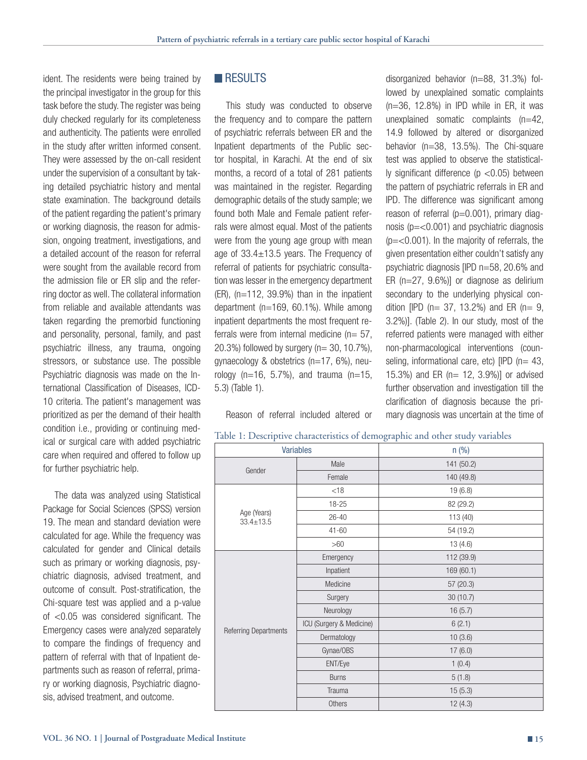ident. The residents were being trained by the principal investigator in the group for this task before the study. The register was being duly checked regularly for its completeness and authenticity. The patients were enrolled in the study after written informed consent. They were assessed by the on-call resident under the supervision of a consultant by taking detailed psychiatric history and mental state examination. The background details of the patient regarding the patient's primary or working diagnosis, the reason for admission, ongoing treatment, investigations, and a detailed account of the reason for referral were sought from the available record from the admission file or ER slip and the referring doctor as well. The collateral information from reliable and available attendants was taken regarding the premorbid functioning and personality, personal, family, and past psychiatric illness, any trauma, ongoing stressors, or substance use. The possible Psychiatric diagnosis was made on the International Classification of Diseases, ICD-10 criteria. The patient's management was prioritized as per the demand of their health condition i.e., providing or continuing medical or surgical care with added psychiatric care when required and offered to follow up for further psychiatric help.

The data was analyzed using Statistical Package for Social Sciences (SPSS) version 19. The mean and standard deviation were calculated for age. While the frequency was calculated for gender and Clinical details such as primary or working diagnosis, psychiatric diagnosis, advised treatment, and outcome of consult. Post-stratification, the Chi-square test was applied and a p-value of <0.05 was considered significant. The Emergency cases were analyzed separately to compare the findings of frequency and pattern of referral with that of Inpatient departments such as reason of referral, primary or working diagnosis, Psychiatric diagnosis, advised treatment, and outcome.

## RESULTS

This study was conducted to observe the frequency and to compare the pattern of psychiatric referrals between ER and the Inpatient departments of the Public sector hospital, in Karachi. At the end of six months, a record of a total of 281 patients was maintained in the register. Regarding demographic details of the study sample; we found both Male and Female patient referrals were almost equal. Most of the patients were from the young age group with mean age of 33.4±13.5 years. The Frequency of referral of patients for psychiatric consultation was lesser in the emergency department (ER), (n=112, 39.9%) than in the inpatient department (n=169, 60.1%). While among inpatient departments the most frequent referrals were from internal medicine (n= 57, 20.3%) followed by surgery (n= 30, 10.7%), gynaecology & obstetrics (n=17, 6%), neurology (n=16, 5.7%), and trauma (n=15, 5.3) (Table 1).

Reason of referral included altered or disorganized behavior (n=88, 31.3%) followed by unexplained somatic complaints (n=36, 12.8%) in IPD while in ER, it was unexplained somatic complaints (n=42, 14.9 followed by altered or disorganized behavior (n=38, 13.5%). The Chi-square test was applied to observe the statistically significant difference (p <0.05) between the pattern of psychiatric referrals in ER and IPD. The difference was significant among reason of referral (p=0.001), primary diagnosis (p=<0.001) and psychiatric diagnosis (p=<0.001). In the majority of referrals, the given presentation either couldn't satisfy any psychiatric diagnosis [IPD n=58, 20.6% and ER (n=27, 9.6%)] or diagnose as delirium secondary to the underlying physical condition [IPD (n= 37, 13.2%) and ER (n= 9, 3.2%)]. (Table 2). In our study, most of the referred patients were managed with either non-pharmacological interventions (counseling, informational care, etc) [IPD (n= 43, 15.3%) and ER (n= 12, 3.9%)] or advised further observation and investigation till the clarification of diagnosis because the primary diagnosis was uncertain at the time of

Table 1: Descriptive characteristics of demographic and other study variables

| Variables | | n (%) |
|---|---|---|
| Gender | Male | 141 (50.2) |
| | Female | 140 (49.8) |
| Age (Years) 33.4±13.5 | <18 | 19 (6.8) |
| | 18-25 | 82 (29.2) |
| | 26-40 | 113 (40) |
| | 41-60 | 54 (19.2) |
| | >60 | 13 (4.6) |
| Referring Departments | Emergency | 112 (39.9) |
| | Inpatient | 169 (60.1) |
| | Medicine | 57 (20.3) |
| | Surgery | 30 (10.7) |
| | Neurology | 16 (5.7) |
| | ICU (Surgery & Medicine) | 6 (2.1) |
| | Dermatology | 10 (3.6) |
| | Gynae/OBS | 17 (6.0) |
| | ENT/Eye | 1 (0.4) |
| | Burns | 5 (1.8) |
| | Trauma | 15 (5.3) |
| | Others | 12 (4.3) |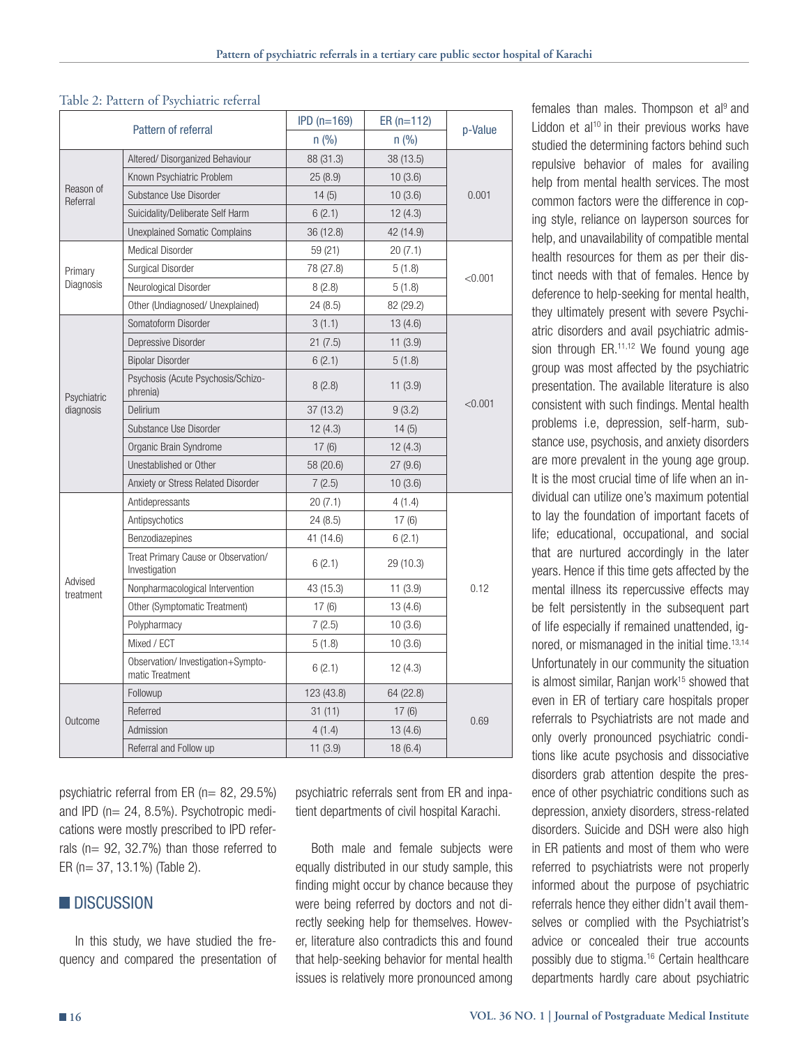Table 2: Pattern of Psychiatric referral

| Pattern of referral | | IPD (n=169) | ER (n=112) | p-Value |
|---|---|---|---|---|
| | | n (%) | n (%) | |
| Reason of Referral | Altered/ Disorganized Behaviour | 88 (31.3) | 38 (13.5) | 0.001 |
| | Known Psychiatric Problem | 25 (8.9) | 10 (3.6) | |
| | Substance Use Disorder | 14 (5) | 10 (3.6) | |
| | Suicidality/Deliberate Self Harm | 6 (2.1) | 12 (4.3) | |
| | Unexplained Somatic Complains | 36 (12.8) | 42 (14.9) | |
| Primary Diagnosis | Medical Disorder | 59 (21) | 20 (7.1) | <0.001 |
| | Surgical Disorder | 78 (27.8) | 5 (1.8) | |
| | Neurological Disorder | 8 (2.8) | 5 (1.8) | |
| | Other (Undiagnosed/ Unexplained) | 24 (8.5) | 82 (29.2) | |
| Psychiatric diagnosis | Somatoform Disorder | 3 (1.1) | 13 (4.6) | <0.001 |
| | Depressive Disorder | 21 (7.5) | 11 (3.9) | |
| | Bipolar Disorder | 6 (2.1) | 5 (1.8) | |
| | Psychosis (Acute Psychosis/Schizophrenia) | 8 (2.8) | 11 (3.9) | |
| | Delirium | 37 (13.2) | 9 (3.2) | |
| | Substance Use Disorder | 12 (4.3) | 14 (5) | |
| | Organic Brain Syndrome | 17 (6) | 12 (4.3) | |
| | Unestablished or Other | 58 (20.6) | 27 (9.6) | |
| | Anxiety or Stress Related Disorder | 7 (2.5) | 10 (3.6) | |
| Advised treatment | Antidepressants | 20 (7.1) | 4 (1.4) | 0.12 |
| | Antipsychotics | 24 (8.5) | 17 (6) | |
| | Benzodiazepines | 41 (14.6) | 6 (2.1) | |
| | Treat Primary Cause or Observation/ Investigation | 6 (2.1) | 29 (10.3) | |
| | Nonpharmacological Intervention | 43 (15.3) | 11 (3.9) | |
| | Other (Symptomatic Treatment) | 17 (6) | 13 (4.6) | |
| | Polypharmacy | 7 (2.5) | 10 (3.6) | |
| | Mixed / ECT | 5 (1.8) | 10 (3.6) | |
| | Observation/ Investigation+Symptomatic Treatment | 6 (2.1) | 12 (4.3) | |
| Outcome | Followup | 123 (43.8) | 64 (22.8) | 0.69 |
| | Referred | 31 (11) | 17 (6) | |
| | Admission | 4 (1.4) | 13 (4.6) | |
| | Referral and Follow up | 11 (3.9) | 18 (6.4) | |

psychiatric referral from ER (n= 82, 29.5%) and IPD (n= 24, 8.5%). Psychotropic medications were mostly prescribed to IPD referrals (n= 92, 32.7%) than those referred to ER (n= 37, 13.1%) (Table 2).

## DISCUSSION

In this study, we have studied the frequency and compared the presentation of psychiatric referrals sent from ER and inpatient departments of civil hospital Karachi.

Both male and female subjects were equally distributed in our study sample, this finding might occur by chance because they were being referred by doctors and not directly seeking help for themselves. However, literature also contradicts this and found that help-seeking behavior for mental health issues is relatively more pronounced among females than males. Thompson et al[9] and Liddon et al[10] in their previous works have studied the determining factors behind such repulsive behavior of males for availing help from mental health services. The most common factors were the difference in coping style, reliance on layperson sources for help, and unavailability of compatible mental health resources for them as per their distinct needs with that of females. Hence by deference to help-seeking for mental health, they ultimately present with severe Psychiatric disorders and avail psychiatric admission through ER.[11,12] We found young age group was most affected by the psychiatric presentation. The available literature is also consistent with such findings. Mental health problems i.e, depression, self-harm, substance use, psychosis, and anxiety disorders are more prevalent in the young age group. It is the most crucial time of life when an individual can utilize one's maximum potential to lay the foundation of important facets of life; educational, occupational, and social that are nurtured accordingly in the later years. Hence if this time gets affected by the mental illness its repercussive effects may be felt persistently in the subsequent part of life especially if remained unattended, ignored, or mismanaged in the initial time.[13,14] Unfortunately in our community the situation is almost similar, Ranjan work[15] showed that even in ER of tertiary care hospitals proper referrals to Psychiatrists are not made and only overly pronounced psychiatric conditions like acute psychosis and dissociative disorders grab attention despite the presence of other psychiatric conditions such as depression, anxiety disorders, stress-related disorders. Suicide and DSH were also high in ER patients and most of them who were referred to psychiatrists were not properly informed about the purpose of psychiatric referrals hence they either didn't avail themselves or complied with the Psychiatrist's advice or concealed their true accounts possibly due to stigma.[16] Certain healthcare departments hardly care about psychiatric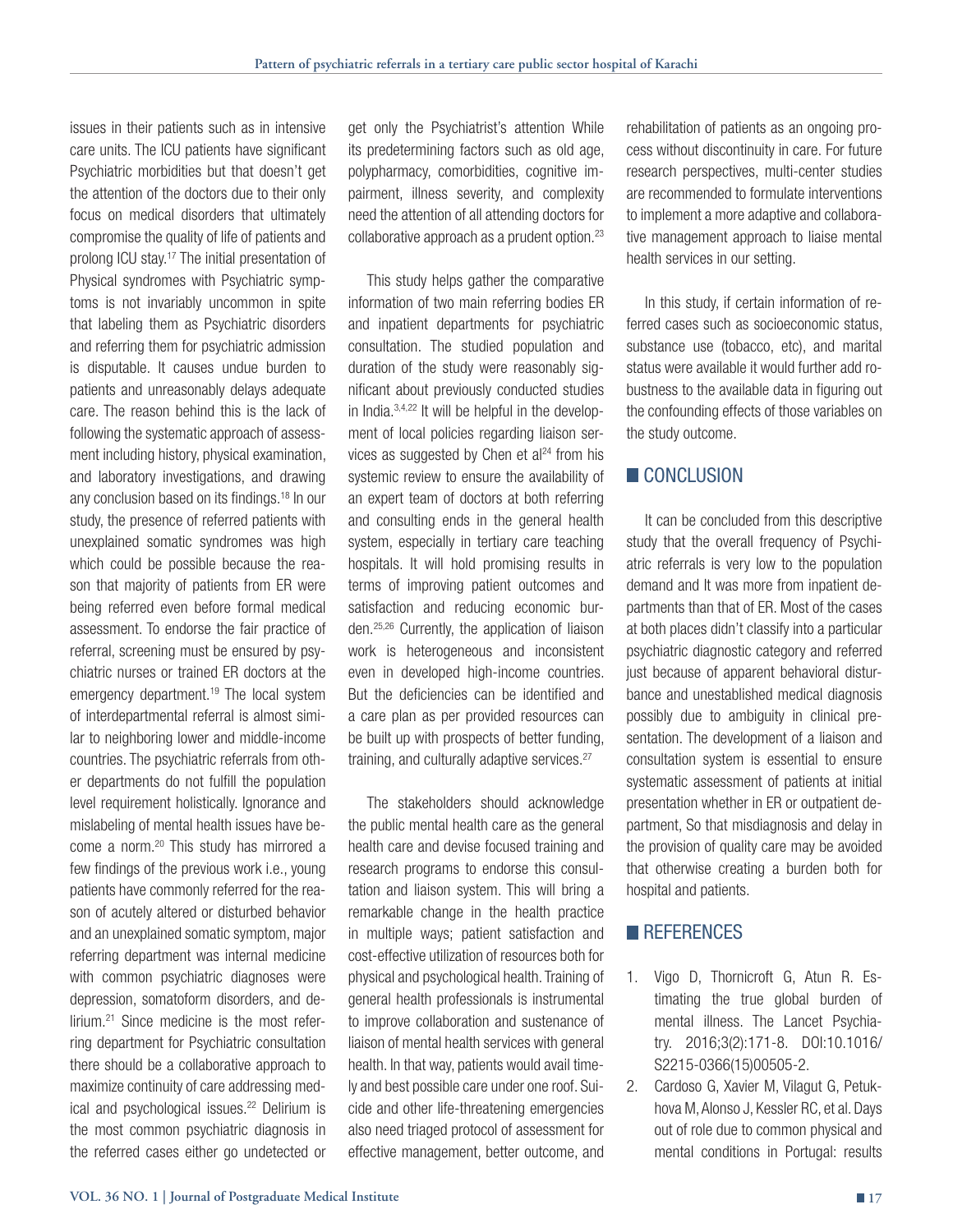issues in their patients such as in intensive care units. The ICU patients have significant Psychiatric morbidities but that doesn't get the attention of the doctors due to their only focus on medical disorders that ultimately compromise the quality of life of patients and prolong ICU stay.[17] The initial presentation of Physical syndromes with Psychiatric symptoms is not invariably uncommon in spite that labeling them as Psychiatric disorders and referring them for psychiatric admission is disputable. It causes undue burden to patients and unreasonably delays adequate care. The reason behind this is the lack of following the systematic approach of assessment including history, physical examination, and laboratory investigations, and drawing any conclusion based on its findings.[18] In our study, the presence of referred patients with unexplained somatic syndromes was high which could be possible because the reason that majority of patients from ER were being referred even before formal medical assessment. To endorse the fair practice of referral, screening must be ensured by psychiatric nurses or trained ER doctors at the emergency department.[19] The local system of interdepartmental referral is almost similar to neighboring lower and middle-income countries. The psychiatric referrals from other departments do not fulfill the population level requirement holistically. Ignorance and mislabeling of mental health issues have become a norm.[20] This study has mirrored a few findings of the previous work i.e., young patients have commonly referred for the reason of acutely altered or disturbed behavior and an unexplained somatic symptom, major referring department was internal medicine with common psychiatric diagnoses were depression, somatoform disorders, and delirium.[21] Since medicine is the most referring department for Psychiatric consultation there should be a collaborative approach to maximize continuity of care addressing medical and psychological issues.[22] Delirium is the most common psychiatric diagnosis in the referred cases either go undetected or get only the Psychiatrist's attention While its predetermining factors such as old age, polypharmacy, comorbidities, cognitive impairment, illness severity, and complexity need the attention of all attending doctors for collaborative approach as a prudent option.[23]

This study helps gather the comparative information of two main referring bodies ER and inpatient departments for psychiatric consultation. The studied population and duration of the study were reasonably significant about previously conducted studies in India.[3,4,22] It will be helpful in the development of local policies regarding liaison services as suggested by Chen et al[24] from his systemic review to ensure the availability of an expert team of doctors at both referring and consulting ends in the general health system, especially in tertiary care teaching hospitals. It will hold promising results in terms of improving patient outcomes and satisfaction and reducing economic burden.[25,26] Currently, the application of liaison work is heterogeneous and inconsistent even in developed high-income countries. But the deficiencies can be identified and a care plan as per provided resources can be built up with prospects of better funding, training, and culturally adaptive services.[27]

The stakeholders should acknowledge the public mental health care as the general health care and devise focused training and research programs to endorse this consultation and liaison system. This will bring a remarkable change in the health practice in multiple ways; patient satisfaction and cost-effective utilization of resources both for physical and psychological health. Training of general health professionals is instrumental to improve collaboration and sustenance of liaison of mental health services with general health. In that way, patients would avail timely and best possible care under one roof. Suicide and other life-threatening emergencies also need triaged protocol of assessment for effective management, better outcome, and rehabilitation of patients as an ongoing process without discontinuity in care. For future research perspectives, multi-center studies are recommended to formulate interventions to implement a more adaptive and collaborative management approach to liaise mental health services in our setting.

In this study, if certain information of referred cases such as socioeconomic status, substance use (tobacco, etc), and marital status were available it would further add robustness to the available data in figuring out the confounding effects of those variables on the study outcome.

## CONCLUSION

It can be concluded from this descriptive study that the overall frequency of Psychiatric referrals is very low to the population demand and It was more from inpatient departments than that of ER. Most of the cases at both places didn't classify into a particular psychiatric diagnostic category and referred just because of apparent behavioral disturbance and unestablished medical diagnosis possibly due to ambiguity in clinical presentation. The development of a liaison and consultation system is essential to ensure systematic assessment of patients at initial presentation whether in ER or outpatient department, So that misdiagnosis and delay in the provision of quality care may be avoided that otherwise creating a burden both for hospital and patients.

## REFERENCES

1. Vigo D, Thornicroft G, Atun R. Estimating the true global burden of mental illness. The Lancet Psychiatry. 2016;3(2):171-8. DOI:10.1016/S2215-0366(15)00505-2.
2. Cardoso G, Xavier M, Vilagut G, Petukhova M, Alonso J, Kessler RC, et al. Days out of role due to common physical and mental conditions in Portugal: results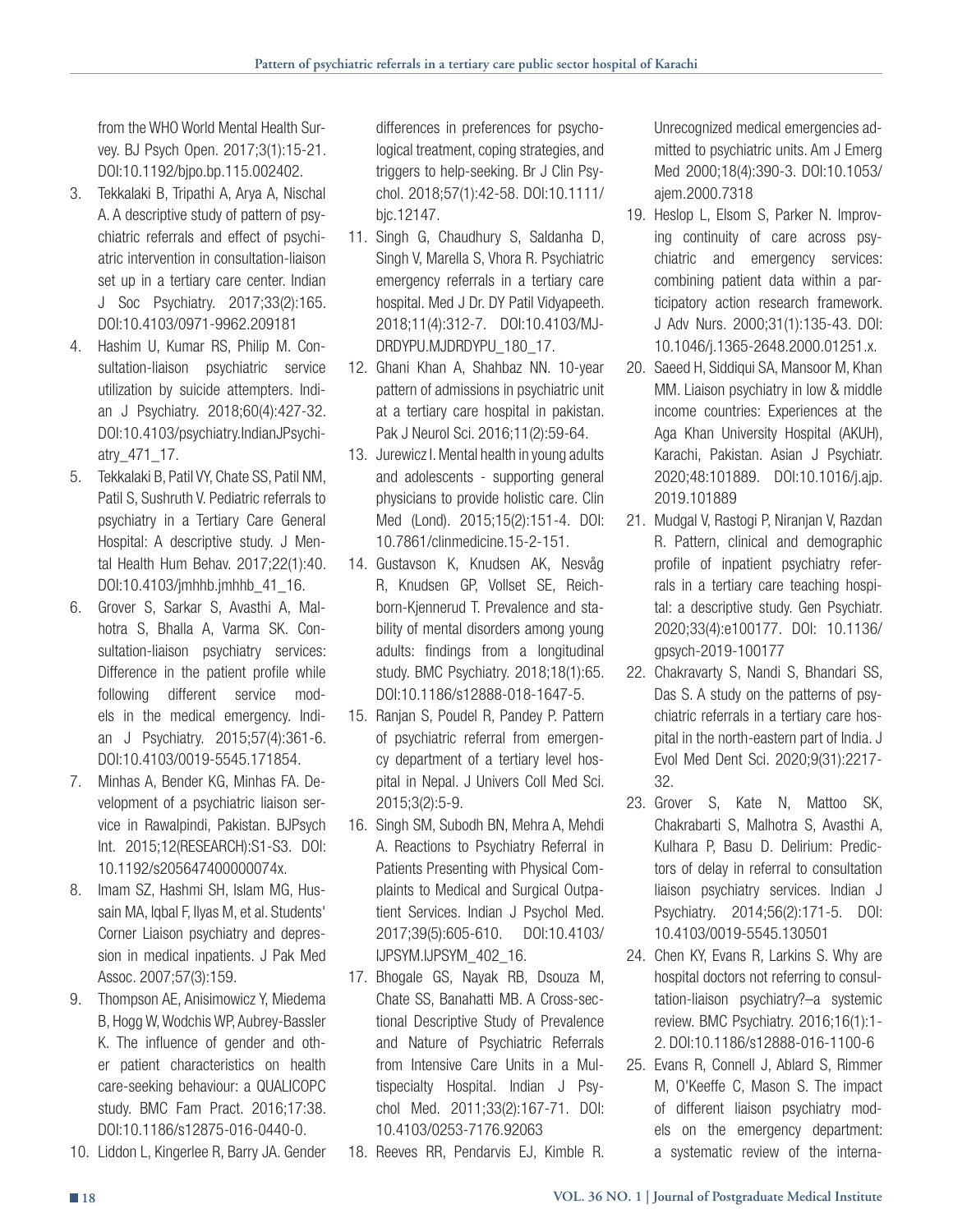from the WHO World Mental Health Survey. BJ Psych Open. 2017;3(1):15-21. DOI:10.1192/bjpo.bp.115.002402.

3. Tekkalaki B, Tripathi A, Arya A, Nischal A. A descriptive study of pattern of psychiatric referrals and effect of psychiatric intervention in consultation-liaison set up in a tertiary care center. Indian J Soc Psychiatry. 2017;33(2):165. DOI:10.4103/0971-9962.209181
4. Hashim U, Kumar RS, Philip M. Consultation-liaison psychiatric service utilization by suicide attempters. Indian J Psychiatry. 2018;60(4):427-32. DOI:10.4103/psychiatry.IndianJPsychiatry_471_17.
5. Tekkalaki B, Patil VY, Chate SS, Patil NM, Patil S, Sushruth V. Pediatric referrals to psychiatry in a Tertiary Care General Hospital: A descriptive study. J Mental Health Hum Behav. 2017;22(1):40. DOI:10.4103/jmhhb.jmhhb_41_16.
6. Grover S, Sarkar S, Avasthi A, Malhotra S, Bhalla A, Varma SK. Consultation-liaison psychiatry services: Difference in the patient profile while following different service models in the medical emergency. Indian J Psychiatry. 2015;57(4):361-6. DOI:10.4103/0019-5545.171854.
7. Minhas A, Bender KG, Minhas FA. Development of a psychiatric liaison service in Rawalpindi, Pakistan. BJPsych Int. 2015;12(RESEARCH):S1-S3. DOI: 10.1192/s205647400000074x.
8. Imam SZ, Hashmi SH, Islam MG, Hussain MA, Iqbal F, Ilyas M, et al. Students' Corner Liaison psychiatry and depression in medical inpatients. J Pak Med Assoc. 2007;57(3):159.
9. Thompson AE, Anisimowicz Y, Miedema B, Hogg W, Wodchis WP, Aubrey-Bassler K. The influence of gender and other patient characteristics on health care-seeking behaviour: a QUALICOPC study. BMC Fam Pract. 2016;17:38. DOI:10.1186/s12875-016-0440-0.
10. Liddon L, Kingerlee R, Barry JA. Gender differences in preferences for psychological treatment, coping strategies, and triggers to help-seeking. Br J Clin Psychol. 2018;57(1):42-58. DOI:10.1111/bjc.12147.
11. Singh G, Chaudhury S, Saldanha D, Singh V, Marella S, Vhora R. Psychiatric emergency referrals in a tertiary care hospital. Med J Dr. DY Patil Vidyapeeth. 2018;11(4):312-7. DOI:10.4103/MJ-DRDYPU.MJDRDYPU_180_17.
12. Ghani Khan A, Shahbaz NN. 10-year pattern of admissions in psychiatric unit at a tertiary care hospital in pakistan. Pak J Neurol Sci. 2016;11(2):59-64.
13. Jurewicz I. Mental health in young adults and adolescents - supporting general physicians to provide holistic care. Clin Med (Lond). 2015;15(2):151-4. DOI: 10.7861/clinmedicine.15-2-151.
14. Gustavson K, Knudsen AK, Nesvåg R, Knudsen GP, Vollset SE, Reichborn-Kjennerud T. Prevalence and stability of mental disorders among young adults: findings from a longitudinal study. BMC Psychiatry. 2018;18(1):65. DOI:10.1186/s12888-018-1647-5.
15. Ranjan S, Poudel R, Pandey P. Pattern of psychiatric referral from emergency department of a tertiary level hospital in Nepal. J Univers Coll Med Sci. 2015;3(2):5-9.
16. Singh SM, Subodh BN, Mehra A, Mehdi A. Reactions to Psychiatry Referral in Patients Presenting with Physical Complaints to Medical and Surgical Outpatient Services. Indian J Psychol Med. 2017;39(5):605-610. DOI:10.4103/IJPSYM.IJPSYM_402_16.
17. Bhogale GS, Nayak RB, Dsouza M, Chate SS, Banahatti MB. A Cross-sectional Descriptive Study of Prevalence and Nature of Psychiatric Referrals from Intensive Care Units in a Multispecialty Hospital. Indian J Psychol Med. 2011;33(2):167-71. DOI: 10.4103/0253-7176.92063
18. Reeves RR, Pendarvis EJ, Kimble R. Unrecognized medical emergencies admitted to psychiatric units. Am J Emerg Med 2000;18(4):390-3. DOI:10.1053/ajem.2000.7318
19. Heslop L, Elsom S, Parker N. Improving continuity of care across psychiatric and emergency services: combining patient data within a participatory action research framework. J Adv Nurs. 2000;31(1):135-43. DOI: 10.1046/j.1365-2648.2000.01251.x.
20. Saeed H, Siddiqui SA, Mansoor M, Khan MM. Liaison psychiatry in low & middle income countries: Experiences at the Aga Khan University Hospital (AKUH), Karachi, Pakistan. Asian J Psychiatr. 2020;48:101889. DOI:10.1016/j.ajp.2019.101889
21. Mudgal V, Rastogi P, Niranjan V, Razdan R. Pattern, clinical and demographic profile of inpatient psychiatry referrals in a tertiary care teaching hospital: a descriptive study. Gen Psychiatr. 2020;33(4):e100177. DOI: 10.1136/gpsych-2019-100177
22. Chakravarty S, Nandi S, Bhandari SS, Das S. A study on the patterns of psychiatric referrals in a tertiary care hospital in the north-eastern part of India. J Evol Med Dent Sci. 2020;9(31):2217-32.
23. Grover S, Kate N, Mattoo SK, Chakrabarti S, Malhotra S, Avasthi A, Kulhara P, Basu D. Delirium: Predictors of delay in referral to consultation liaison psychiatry services. Indian J Psychiatry. 2014;56(2):171-5. DOI: 10.4103/0019-5545.130501
24. Chen KY, Evans R, Larkins S. Why are hospital doctors not referring to consultation-liaison psychiatry?–a systemic review. BMC Psychiatry. 2016;16(1):1-2. DOI:10.1186/s12888-016-1100-6
25. Evans R, Connell J, Ablard S, Rimmer M, O'Keeffe C, Mason S. The impact of different liaison psychiatry models on the emergency department: a systematic review of the interna-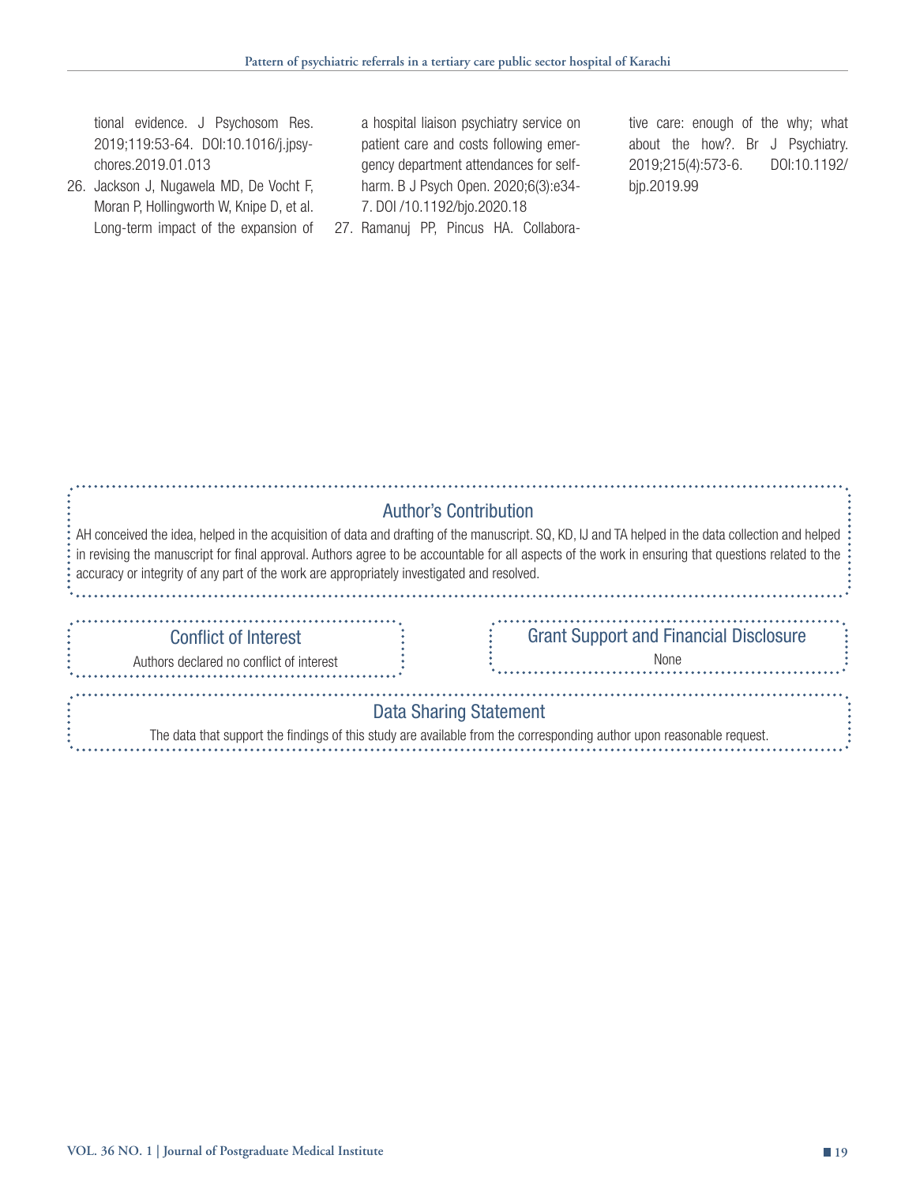tional evidence. J Psychosom Res. 2019;119:53-64. DOI:10.1016/j.jpsychores.2019.01.013

26. Jackson J, Nugawela MD, De Vocht F, Moran P, Hollingworth W, Knipe D, et al. Long-term impact of the expansion of a hospital liaison psychiatry service on patient care and costs following emergency department attendances for self-harm. B J Psych Open. 2020;6(3):e34-7. DOI /10.1192/bjo.2020.18
27. Ramanuj PP, Pincus HA. Collaborative care: enough of the why; what about the how?. Br J Psychiatry. 2019;215(4):573-6. DOI:10.1192/bjp.2019.99

## Author's Contribution

AH conceived the idea, helped in the acquisition of data and drafting of the manuscript. SQ, KD, IJ and TA helped in the data collection and helped in revising the manuscript for final approval. Authors agree to be accountable for all aspects of the work in ensuring that questions related to the accuracy or integrity of any part of the work are appropriately investigated and resolved.

## Conflict of Interest

Authors declared no conflict of interest

## Grant Support and Financial Disclosure

None

## Data Sharing Statement

The data that support the findings of this study are available from the corresponding author upon reasonable request.